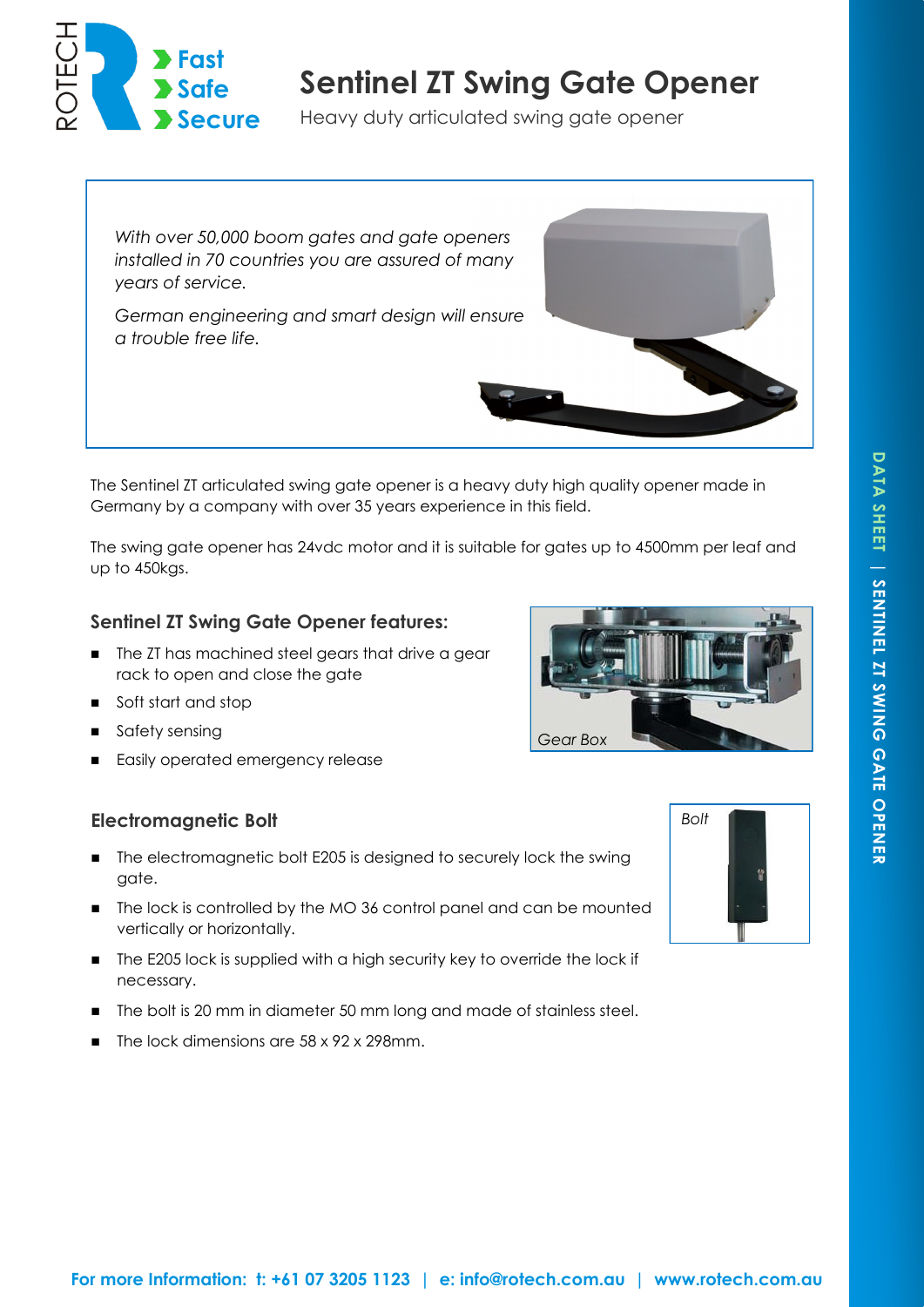ROTECH

**Fast**
**Safe**
**Secure**

# Sentinel ZT Swing Gate Opener

Heavy duty articulated swing gate opener

*With over 50,000 boom gates and gate openers installed in 70 countries you are assured of many years of service.*

*German engineering and smart design will ensure a trouble free life.*

The Sentinel ZT articulated swing gate opener is a heavy duty high quality opener made in Germany by a company with over 35 years experience in this field.

The swing gate opener has 24vdc motor and it is suitable for gates up to 4500mm per leaf and up to 450kgs.

## Sentinel ZT Swing Gate Opener features:

- The ZT has machined steel gears that drive a gear rack to open and close the gate
- Soft start and stop
- Safety sensing
- Easily operated emergency release

*Gear Box*

## Electromagnetic Bolt

- The electromagnetic bolt E205 is designed to securely lock the swing gate.
- The lock is controlled by the MO 36 control panel and can be mounted vertically or horizontally.
- The E205 lock is supplied with a high security key to override the lock if necessary.
- The bolt is 20 mm in diameter 50 mm long and made of stainless steel.
- The lock dimensions are 58 x 92 x 298mm.

*Bolt*

**For more Information: t: +61 07 3205 1123 | e: info@rotech.com.au | www.rotech.com.au**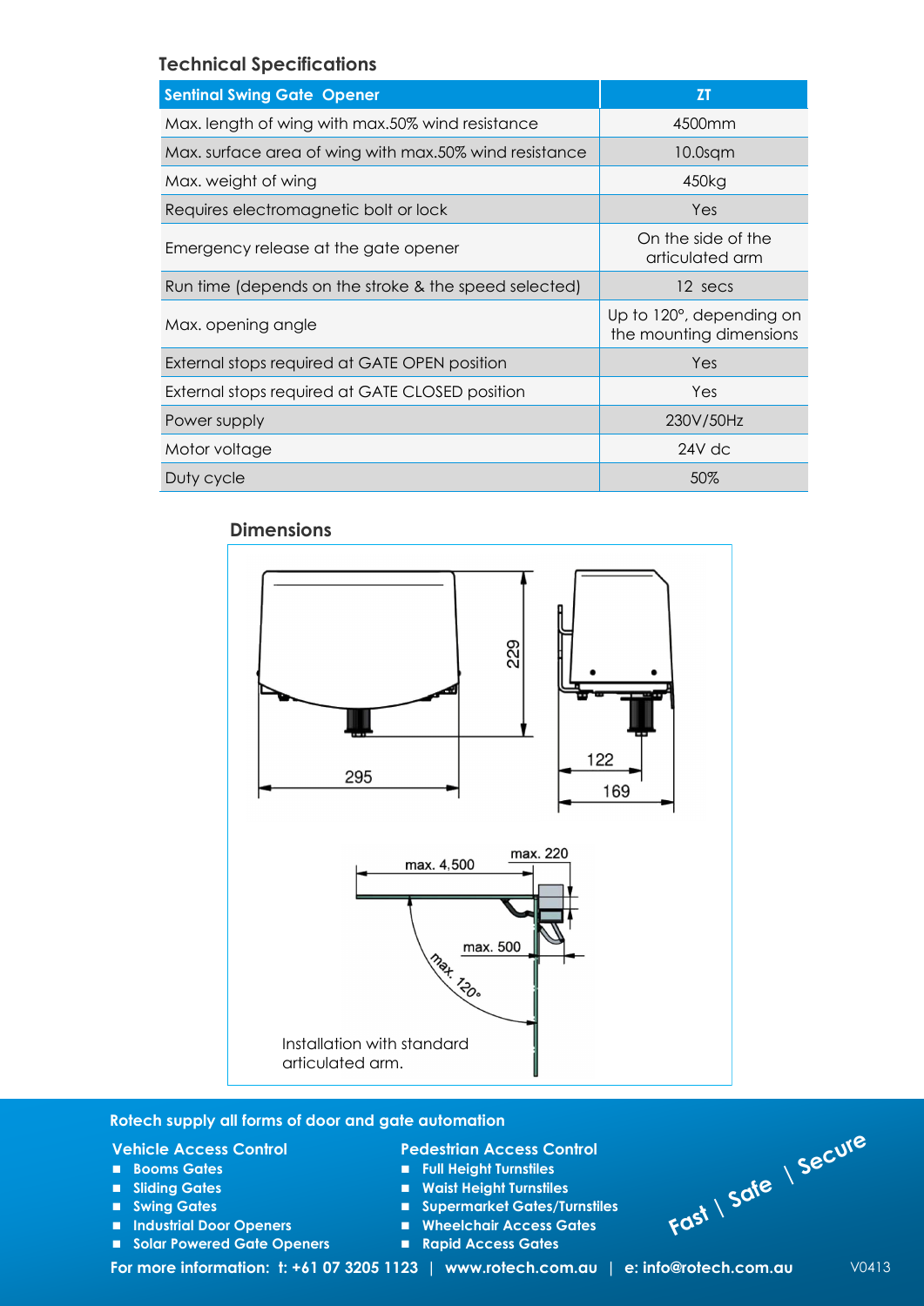## Technical Specifications

| Sentinal Swing Gate Opener | ZT |
|---|---|
| Max. length of wing with max.50% wind resistance | 4500mm |
| Max. surface area of wing with max.50% wind resistance | 10.0sqm |
| Max. weight of wing | 450kg |
| Requires electromagnetic bolt or lock | Yes |
| Emergency release at the gate opener | On the side of the articulated arm |
| Run time (depends on the stroke & the speed selected) | 12 secs |
| Max. opening angle | Up to 120°, depending on the mounting dimensions |
| External stops required at GATE OPEN position | Yes |
| External stops required at GATE CLOSED position | Yes |
| Power supply | 230V/50Hz |
| Motor voltage | 24V dc |
| Duty cycle | 50% |

## Dimensions

229

295

122

169

max. 4,500

max. 220

max. 500

max. 120°

Installation with standard articulated arm.

**Rotech supply all forms of door and gate automation**

**Vehicle Access Control**

- Booms Gates
- Sliding Gates
- Swing Gates
- Industrial Door Openers
- Solar Powered Gate Openers

**Pedestrian Access Control**

- Full Height Turnstiles
- Waist Height Turnstiles
- Supermarket Gates/Turnstiles
- Wheelchair Access Gates
- Rapid Access Gates

Fast | Safe | Secure

**For more information: t: +61 07 3205 1123 | www.rotech.com.au | e: info@rotech.com.au**

V0413